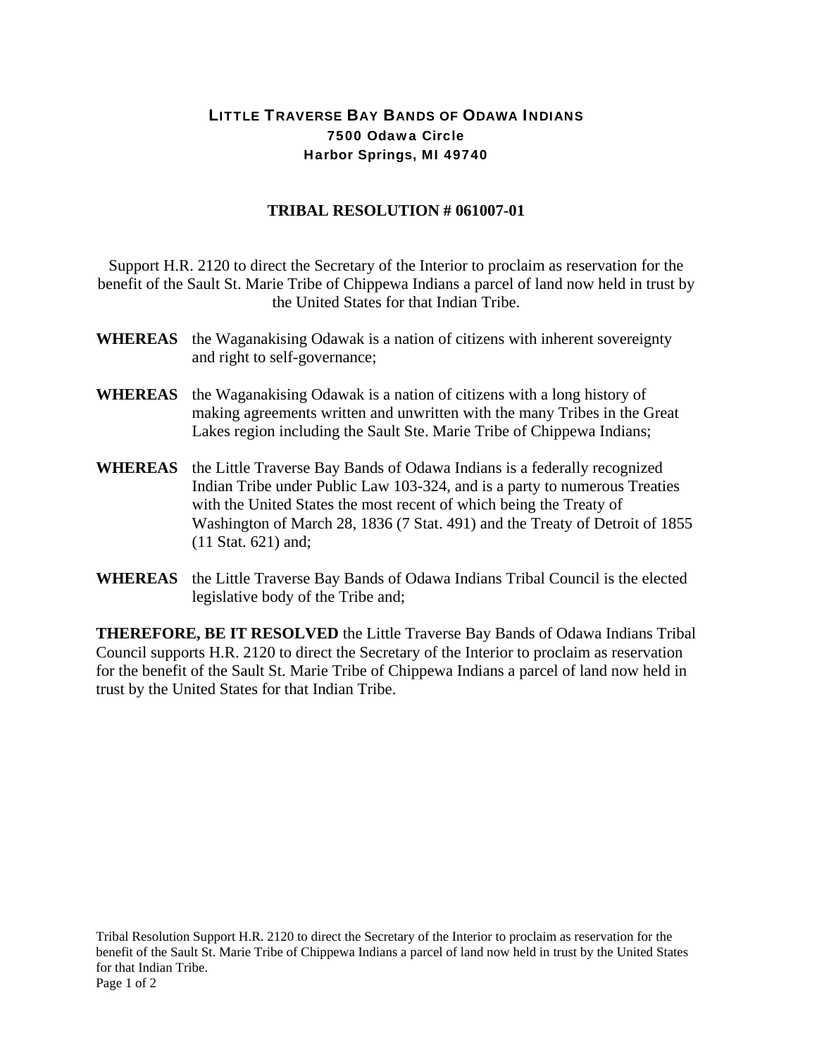# LITTLE TRAVERSE BAY BANDS OF ODAWA INDIANS

**7500 Odawa Circle**
**Harbor Springs, MI 49740**

## TRIBAL RESOLUTION # 061007-01

Support H.R. 2120 to direct the Secretary of the Interior to proclaim as reservation for the benefit of the Sault St. Marie Tribe of Chippewa Indians a parcel of land now held in trust by the United States for that Indian Tribe.

**WHEREAS** the Waganakising Odawak is a nation of citizens with inherent sovereignty and right to self-governance;

**WHEREAS** the Waganakising Odawak is a nation of citizens with a long history of making agreements written and unwritten with the many Tribes in the Great Lakes region including the Sault Ste. Marie Tribe of Chippewa Indians;

**WHEREAS** the Little Traverse Bay Bands of Odawa Indians is a federally recognized Indian Tribe under Public Law 103-324, and is a party to numerous Treaties with the United States the most recent of which being the Treaty of Washington of March 28, 1836 (7 Stat. 491) and the Treaty of Detroit of 1855 (11 Stat. 621) and;

**WHEREAS** the Little Traverse Bay Bands of Odawa Indians Tribal Council is the elected legislative body of the Tribe and;

**THEREFORE, BE IT RESOLVED** the Little Traverse Bay Bands of Odawa Indians Tribal Council supports H.R. 2120 to direct the Secretary of the Interior to proclaim as reservation for the benefit of the Sault St. Marie Tribe of Chippewa Indians a parcel of land now held in trust by the United States for that Indian Tribe.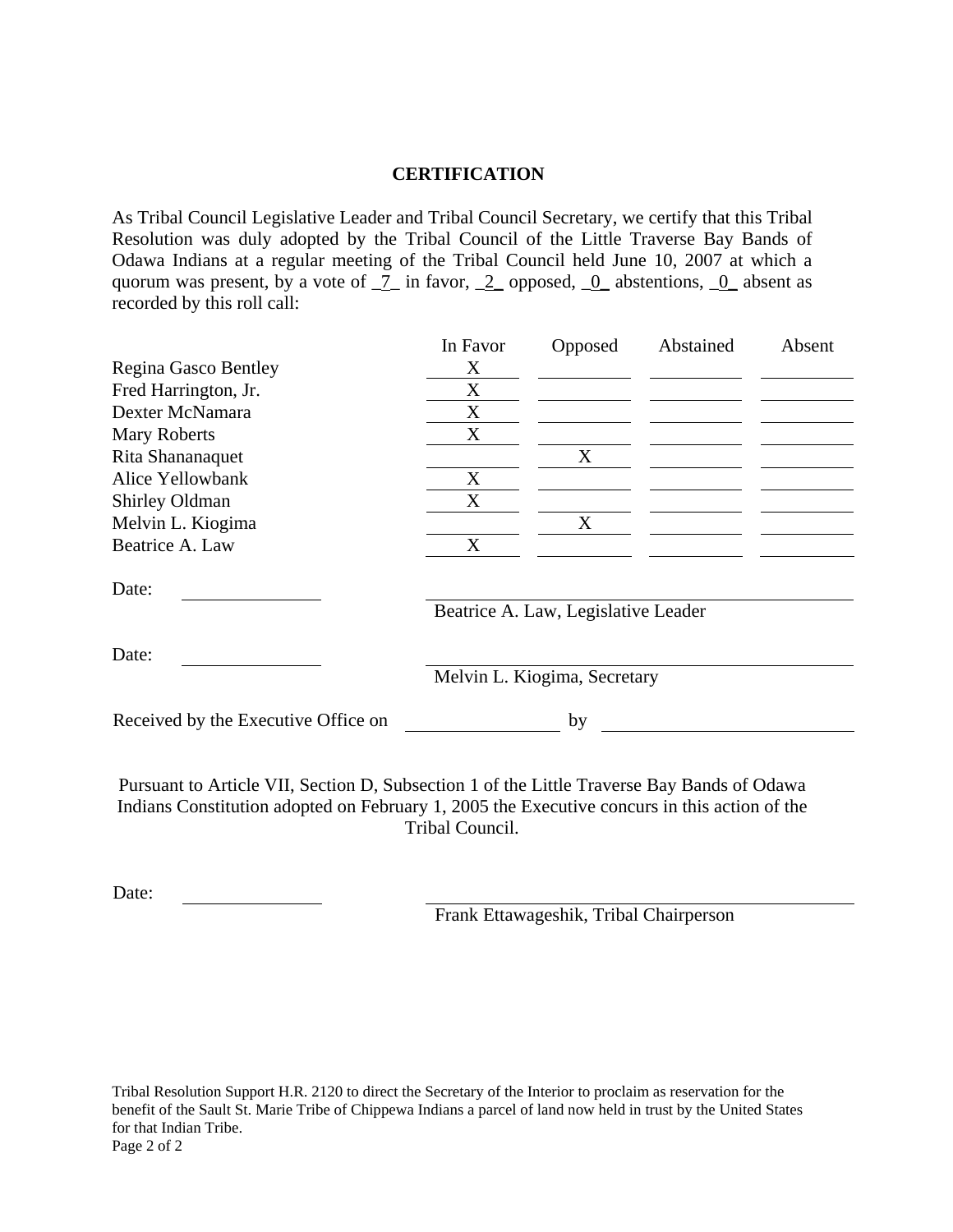## CERTIFICATION

As Tribal Council Legislative Leader and Tribal Council Secretary, we certify that this Tribal Resolution was duly adopted by the Tribal Council of the Little Traverse Bay Bands of Odawa Indians at a regular meeting of the Tribal Council held June 10, 2007 at which a quorum was present, by a vote of _7_ in favor, _2_ opposed, _0_ abstentions, _0_ absent as recorded by this roll call:

| | In Favor | Opposed | Abstained | Absent |
|---|---|---|---|---|
| Regina Gasco Bentley | X | | | |
| Fred Harrington, Jr. | X | | | |
| Dexter McNamara | X | | | |
| Mary Roberts | X | | | |
| Rita Shananaquet | | X | | |
| Alice Yellowbank | X | | | |
| Shirley Oldman | X | | | |
| Melvin L. Kiogima | | X | | |
| Beatrice A. Law | X | | | |

Date: ______________ ______________________________
Beatrice A. Law, Legislative Leader

Date: ______________ ______________________________
Melvin L. Kiogima, Secretary

Received by the Executive Office on ______________ by ______________________

Pursuant to Article VII, Section D, Subsection 1 of the Little Traverse Bay Bands of Odawa Indians Constitution adopted on February 1, 2005 the Executive concurs in this action of the Tribal Council.

Date: ______________ ______________________________
Frank Ettawageshik, Tribal Chairperson

Tribal Resolution Support H.R. 2120 to direct the Secretary of the Interior to proclaim as reservation for the benefit of the Sault St. Marie Tribe of Chippewa Indians a parcel of land now held in trust by the United States for that Indian Tribe.